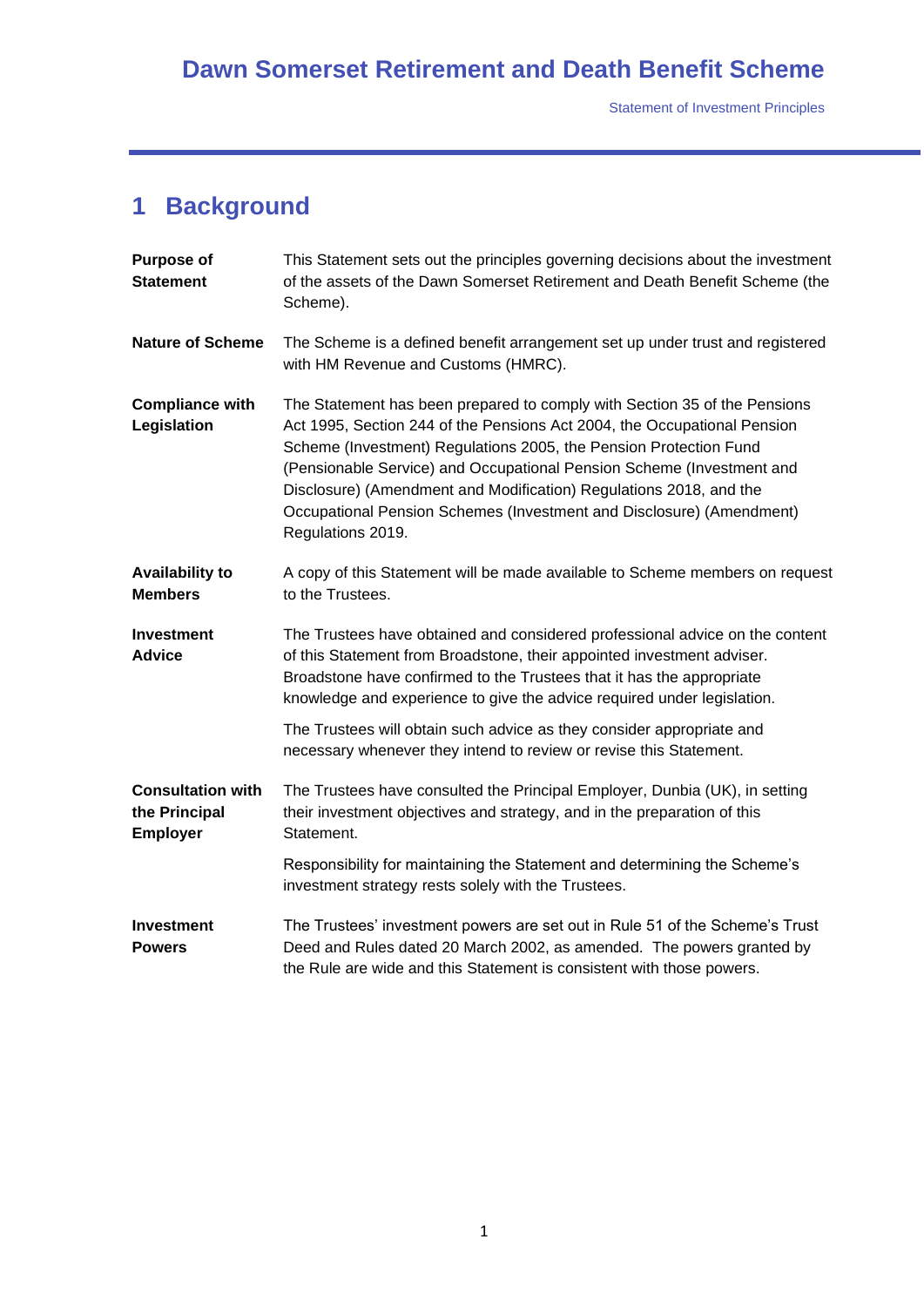# 1 Background

**Purpose of Statement**

This Statement sets out the principles governing decisions about the investment of the assets of the Dawn Somerset Retirement and Death Benefit Scheme (the Scheme).

**Nature of Scheme**

The Scheme is a defined benefit arrangement set up under trust and registered with HM Revenue and Customs (HMRC).

**Compliance with Legislation**

The Statement has been prepared to comply with Section 35 of the Pensions Act 1995, Section 244 of the Pensions Act 2004, the Occupational Pension Scheme (Investment) Regulations 2005, the Pension Protection Fund (Pensionable Service) and Occupational Pension Scheme (Investment and Disclosure) (Amendment and Modification) Regulations 2018, and the Occupational Pension Schemes (Investment and Disclosure) (Amendment) Regulations 2019.

**Availability to Members**

A copy of this Statement will be made available to Scheme members on request to the Trustees.

**Investment Advice**

The Trustees have obtained and considered professional advice on the content of this Statement from Broadstone, their appointed investment adviser. Broadstone have confirmed to the Trustees that it has the appropriate knowledge and experience to give the advice required under legislation.

The Trustees will obtain such advice as they consider appropriate and necessary whenever they intend to review or revise this Statement.

**Consultation with the Principal Employer**

The Trustees have consulted the Principal Employer, Dunbia (UK), in setting their investment objectives and strategy, and in the preparation of this Statement.

Responsibility for maintaining the Statement and determining the Scheme's investment strategy rests solely with the Trustees.

**Investment Powers**

The Trustees' investment powers are set out in Rule 51 of the Scheme's Trust Deed and Rules dated 20 March 2002, as amended. The powers granted by the Rule are wide and this Statement is consistent with those powers.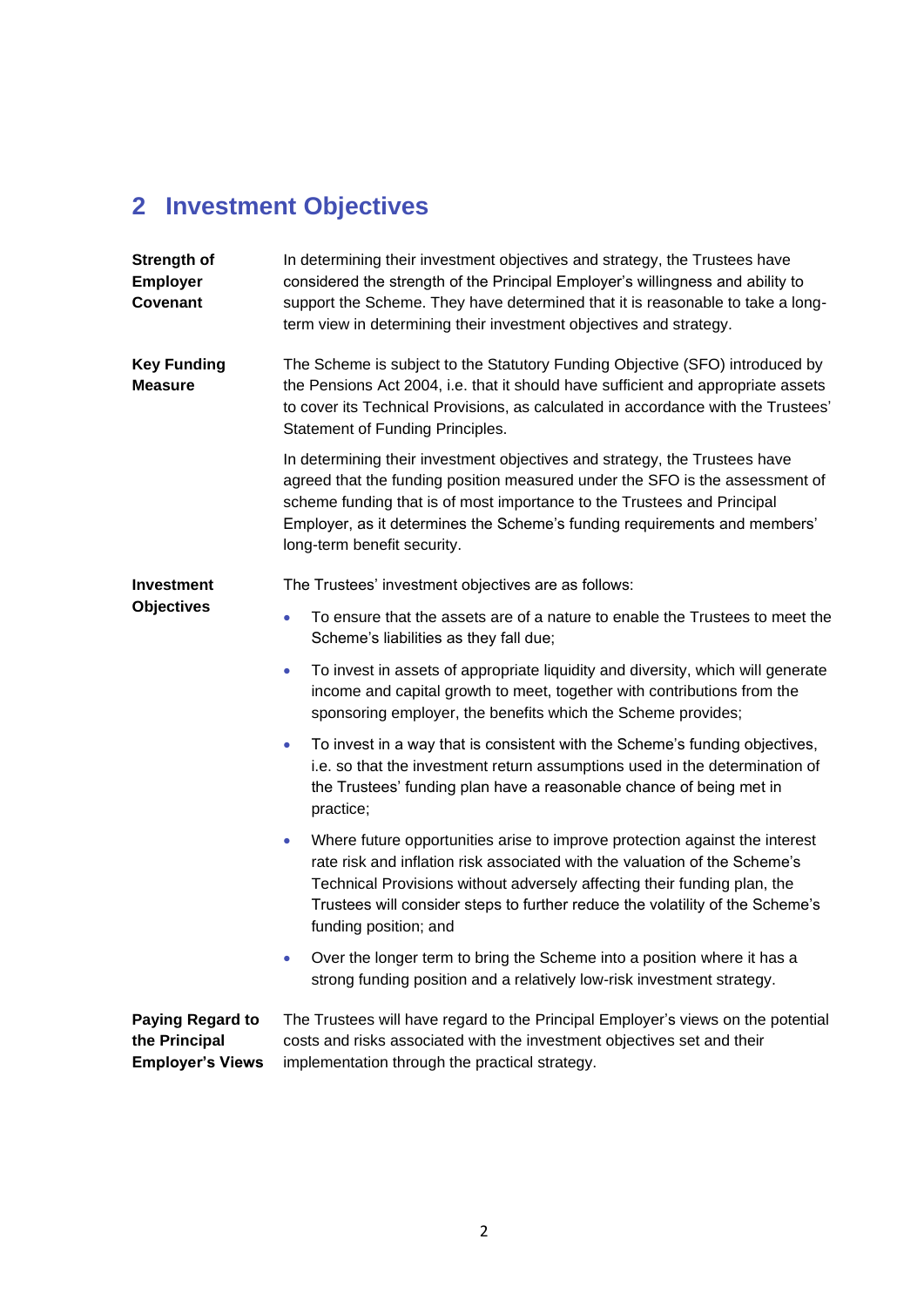## 2 Investment Objectives

**Strength of Employer Covenant**

In determining their investment objectives and strategy, the Trustees have considered the strength of the Principal Employer's willingness and ability to support the Scheme. They have determined that it is reasonable to take a long-term view in determining their investment objectives and strategy.

**Key Funding Measure**

The Scheme is subject to the Statutory Funding Objective (SFO) introduced by the Pensions Act 2004, i.e. that it should have sufficient and appropriate assets to cover its Technical Provisions, as calculated in accordance with the Trustees' Statement of Funding Principles.

In determining their investment objectives and strategy, the Trustees have agreed that the funding position measured under the SFO is the assessment of scheme funding that is of most importance to the Trustees and Principal Employer, as it determines the Scheme's funding requirements and members' long-term benefit security.

**Investment Objectives**

The Trustees' investment objectives are as follows:

- To ensure that the assets are of a nature to enable the Trustees to meet the Scheme's liabilities as they fall due;
- To invest in assets of appropriate liquidity and diversity, which will generate income and capital growth to meet, together with contributions from the sponsoring employer, the benefits which the Scheme provides;
- To invest in a way that is consistent with the Scheme's funding objectives, i.e. so that the investment return assumptions used in the determination of the Trustees' funding plan have a reasonable chance of being met in practice;
- Where future opportunities arise to improve protection against the interest rate risk and inflation risk associated with the valuation of the Scheme's Technical Provisions without adversely affecting their funding plan, the Trustees will consider steps to further reduce the volatility of the Scheme's funding position; and
- Over the longer term to bring the Scheme into a position where it has a strong funding position and a relatively low-risk investment strategy.

**Paying Regard to the Principal Employer's Views**

The Trustees will have regard to the Principal Employer's views on the potential costs and risks associated with the investment objectives set and their implementation through the practical strategy.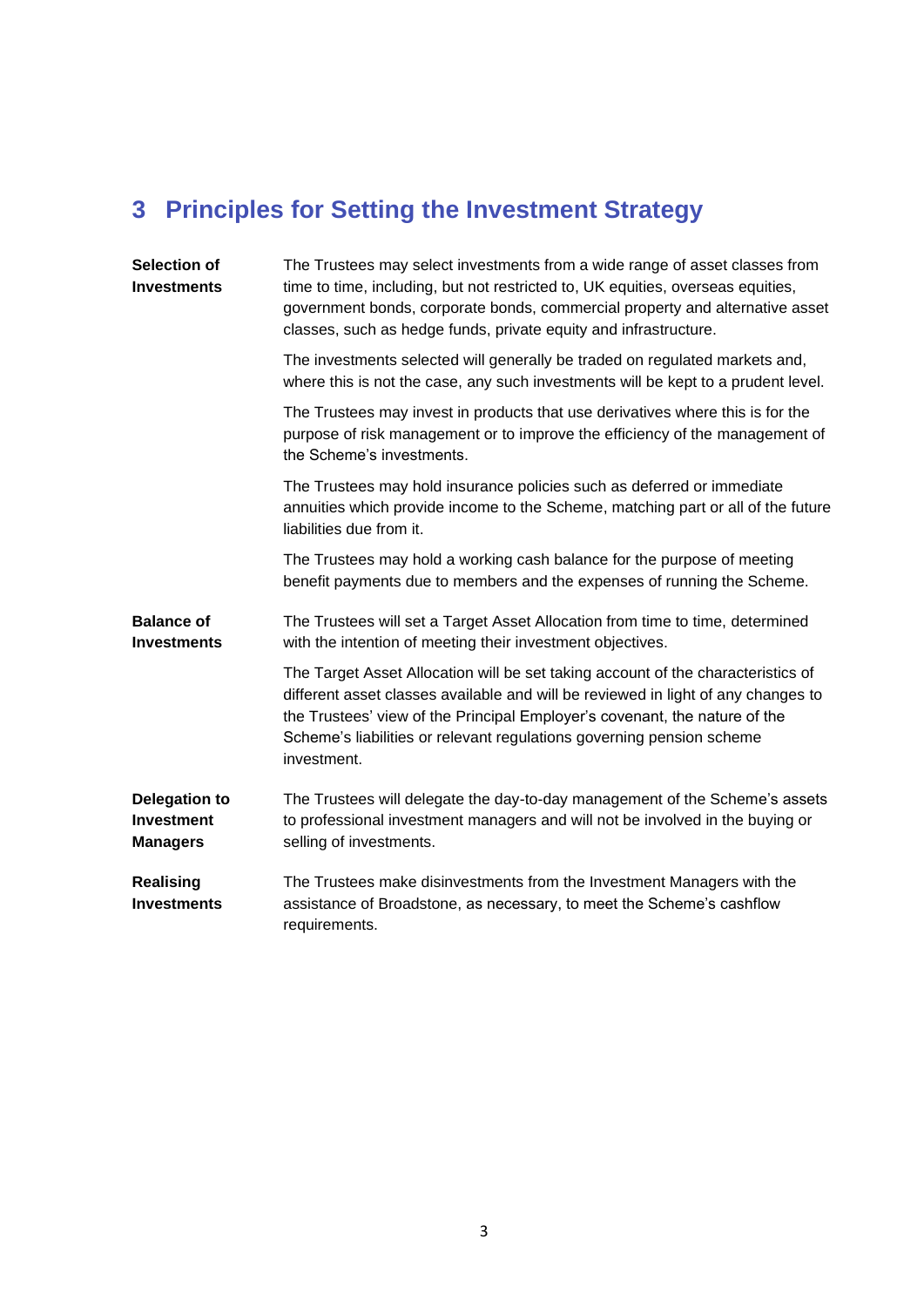# 3 Principles for Setting the Investment Strategy

**Selection of Investments**

The Trustees may select investments from a wide range of asset classes from time to time, including, but not restricted to, UK equities, overseas equities, government bonds, corporate bonds, commercial property and alternative asset classes, such as hedge funds, private equity and infrastructure.

The investments selected will generally be traded on regulated markets and, where this is not the case, any such investments will be kept to a prudent level.

The Trustees may invest in products that use derivatives where this is for the purpose of risk management or to improve the efficiency of the management of the Scheme's investments.

The Trustees may hold insurance policies such as deferred or immediate annuities which provide income to the Scheme, matching part or all of the future liabilities due from it.

The Trustees may hold a working cash balance for the purpose of meeting benefit payments due to members and the expenses of running the Scheme.

**Balance of Investments**

The Trustees will set a Target Asset Allocation from time to time, determined with the intention of meeting their investment objectives.

The Target Asset Allocation will be set taking account of the characteristics of different asset classes available and will be reviewed in light of any changes to the Trustees' view of the Principal Employer's covenant, the nature of the Scheme's liabilities or relevant regulations governing pension scheme investment.

**Delegation to Investment Managers**

The Trustees will delegate the day-to-day management of the Scheme's assets to professional investment managers and will not be involved in the buying or selling of investments.

**Realising Investments**

The Trustees make disinvestments from the Investment Managers with the assistance of Broadstone, as necessary, to meet the Scheme's cashflow requirements.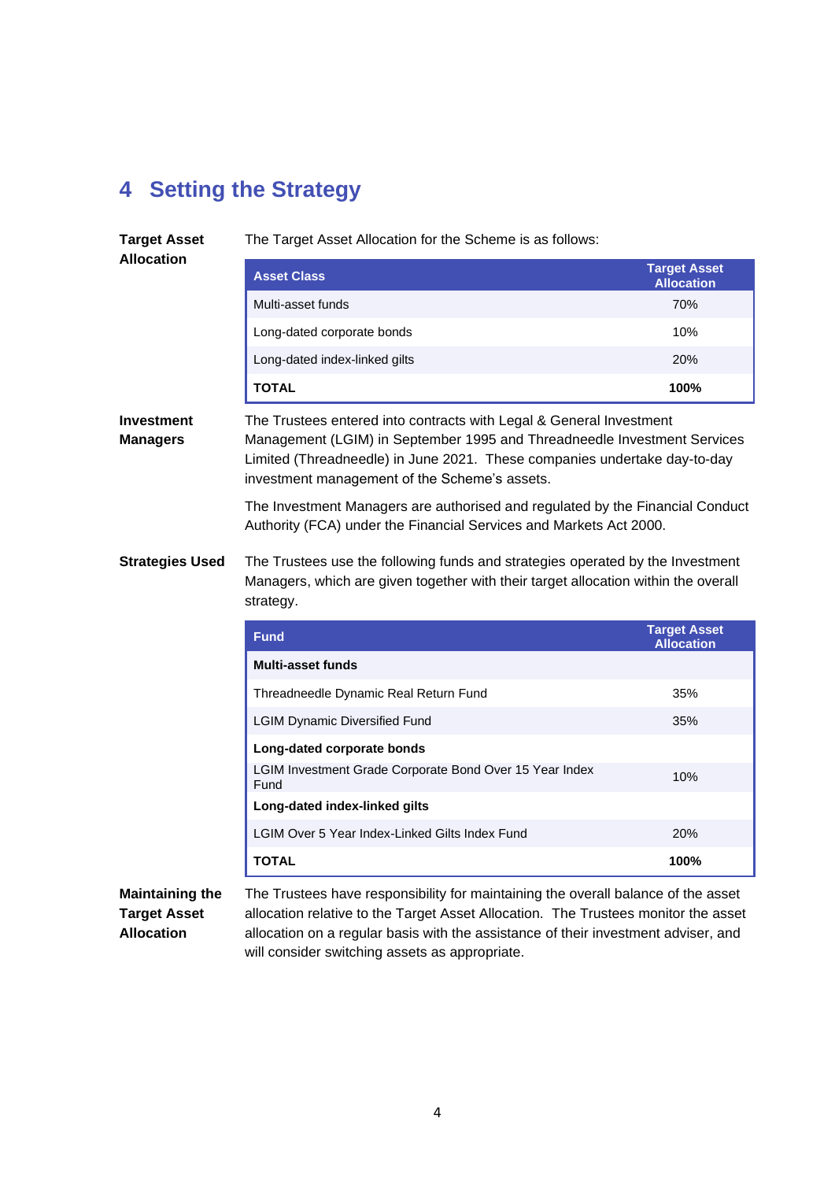# 4 Setting the Strategy

**Target Asset Allocation**

The Target Asset Allocation for the Scheme is as follows:

| Asset Class | Target Asset Allocation |
|---|---|
| Multi-asset funds | 70% |
| Long-dated corporate bonds | 10% |
| Long-dated index-linked gilts | 20% |
| **TOTAL** | **100%** |

**Investment Managers**

The Trustees entered into contracts with Legal & General Investment Management (LGIM) in September 1995 and Threadneedle Investment Services Limited (Threadneedle) in June 2021. These companies undertake day-to-day investment management of the Scheme's assets.

The Investment Managers are authorised and regulated by the Financial Conduct Authority (FCA) under the Financial Services and Markets Act 2000.

**Strategies Used**

The Trustees use the following funds and strategies operated by the Investment Managers, which are given together with their target allocation within the overall strategy.

| Fund | Target Asset Allocation |
|---|---|
| **Multi-asset funds** | |
| Threadneedle Dynamic Real Return Fund | 35% |
| LGIM Dynamic Diversified Fund | 35% |
| **Long-dated corporate bonds** | |
| LGIM Investment Grade Corporate Bond Over 15 Year Index Fund | 10% |
| **Long-dated index-linked gilts** | |
| LGIM Over 5 Year Index-Linked Gilts Index Fund | 20% |
| **TOTAL** | **100%** |

**Maintaining the Target Asset Allocation**

The Trustees have responsibility for maintaining the overall balance of the asset allocation relative to the Target Asset Allocation. The Trustees monitor the asset allocation on a regular basis with the assistance of their investment adviser, and will consider switching assets as appropriate.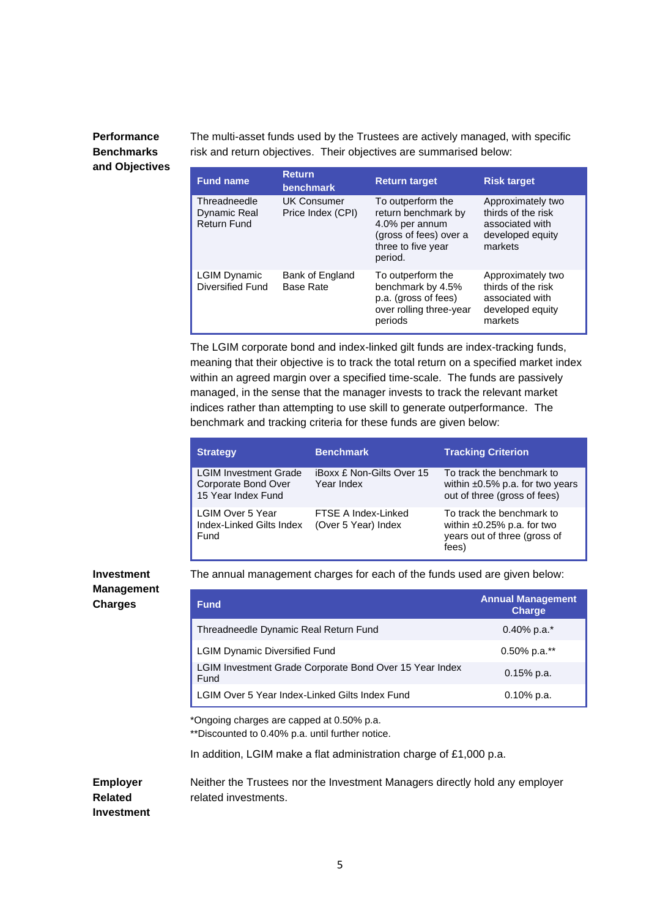## Performance Benchmarks and Objectives

The multi-asset funds used by the Trustees are actively managed, with specific risk and return objectives. Their objectives are summarised below:

| Fund name | Return benchmark | Return target | Risk target |
|---|---|---|---|
| Threadneedle Dynamic Real Return Fund | UK Consumer Price Index (CPI) | To outperform the return benchmark by 4.0% per annum (gross of fees) over a three to five year period. | Approximately two thirds of the risk associated with developed equity markets |
| LGIM Dynamic Diversified Fund | Bank of England Base Rate | To outperform the benchmark by 4.5% p.a. (gross of fees) over rolling three-year periods | Approximately two thirds of the risk associated with developed equity markets |

The LGIM corporate bond and index-linked gilt funds are index-tracking funds, meaning that their objective is to track the total return on a specified market index within an agreed margin over a specified time-scale. The funds are passively managed, in the sense that the manager invests to track the relevant market indices rather than attempting to use skill to generate outperformance. The benchmark and tracking criteria for these funds are given below:

| Strategy | Benchmark | Tracking Criterion |
|---|---|---|
| LGIM Investment Grade Corporate Bond Over 15 Year Index Fund | iBoxx £ Non-Gilts Over 15 Year Index | To track the benchmark to within ±0.5% p.a. for two years out of three (gross of fees) |
| LGIM Over 5 Year Index-Linked Gilts Index Fund | FTSE A Index-Linked (Over 5 Year) Index | To track the benchmark to within ±0.25% p.a. for two years out of three (gross of fees) |

## Investment Management Charges

The annual management charges for each of the funds used are given below:

| Fund | Annual Management Charge |
|---|---|
| Threadneedle Dynamic Real Return Fund | 0.40% p.a.* |
| LGIM Dynamic Diversified Fund | 0.50% p.a.** |
| LGIM Investment Grade Corporate Bond Over 15 Year Index Fund | 0.15% p.a. |
| LGIM Over 5 Year Index-Linked Gilts Index Fund | 0.10% p.a. |

*Ongoing charges are capped at 0.50% p.a.
**Discounted to 0.40% p.a. until further notice.

In addition, LGIM make a flat administration charge of £1,000 p.a.

## Employer Related Investment

Neither the Trustees nor the Investment Managers directly hold any employer related investments.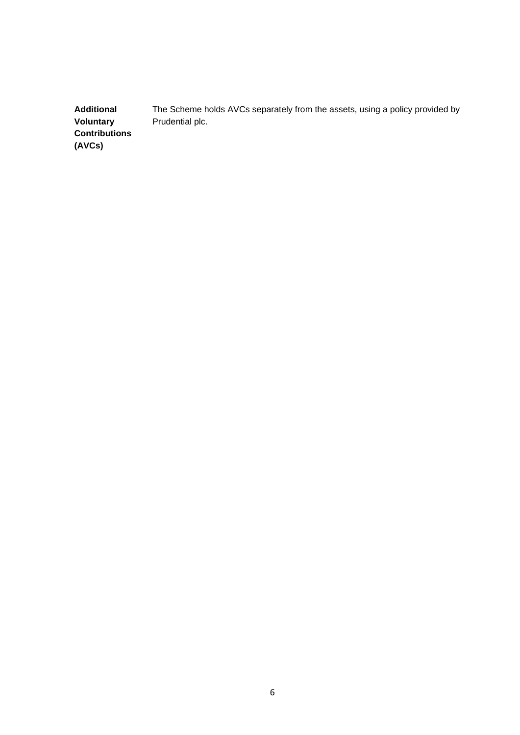| | |
|---|---|
| **Additional Voluntary Contributions (AVCs)** | The Scheme holds AVCs separately from the assets, using a policy provided by Prudential plc. |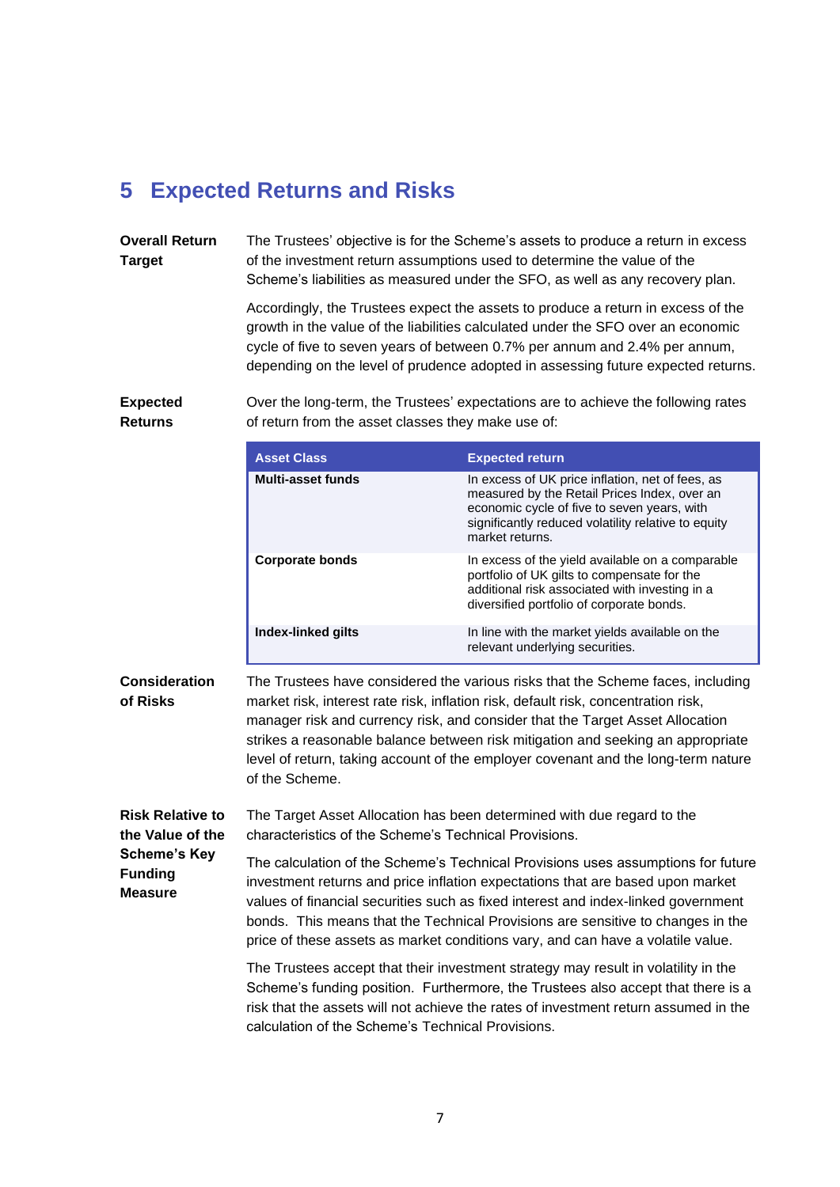# 5 Expected Returns and Risks

**Overall Return Target**

The Trustees' objective is for the Scheme's assets to produce a return in excess of the investment return assumptions used to determine the value of the Scheme's liabilities as measured under the SFO, as well as any recovery plan.

Accordingly, the Trustees expect the assets to produce a return in excess of the growth in the value of the liabilities calculated under the SFO over an economic cycle of five to seven years of between 0.7% per annum and 2.4% per annum, depending on the level of prudence adopted in assessing future expected returns.

**Expected Returns**

Over the long-term, the Trustees' expectations are to achieve the following rates of return from the asset classes they make use of:

| Asset Class | Expected return |
|---|---|
| **Multi-asset funds** | In excess of UK price inflation, net of fees, as measured by the Retail Prices Index, over an economic cycle of five to seven years, with significantly reduced volatility relative to equity market returns. |
| **Corporate bonds** | In excess of the yield available on a comparable portfolio of UK gilts to compensate for the additional risk associated with investing in a diversified portfolio of corporate bonds. |
| **Index-linked gilts** | In line with the market yields available on the relevant underlying securities. |

**Consideration of Risks**

The Trustees have considered the various risks that the Scheme faces, including market risk, interest rate risk, inflation risk, default risk, concentration risk, manager risk and currency risk, and consider that the Target Asset Allocation strikes a reasonable balance between risk mitigation and seeking an appropriate level of return, taking account of the employer covenant and the long-term nature of the Scheme.

**Risk Relative to the Value of the Scheme's Key Funding Measure**

The Target Asset Allocation has been determined with due regard to the characteristics of the Scheme's Technical Provisions.

The calculation of the Scheme's Technical Provisions uses assumptions for future investment returns and price inflation expectations that are based upon market values of financial securities such as fixed interest and index-linked government bonds. This means that the Technical Provisions are sensitive to changes in the price of these assets as market conditions vary, and can have a volatile value.

The Trustees accept that their investment strategy may result in volatility in the Scheme's funding position. Furthermore, the Trustees also accept that there is a risk that the assets will not achieve the rates of investment return assumed in the calculation of the Scheme's Technical Provisions.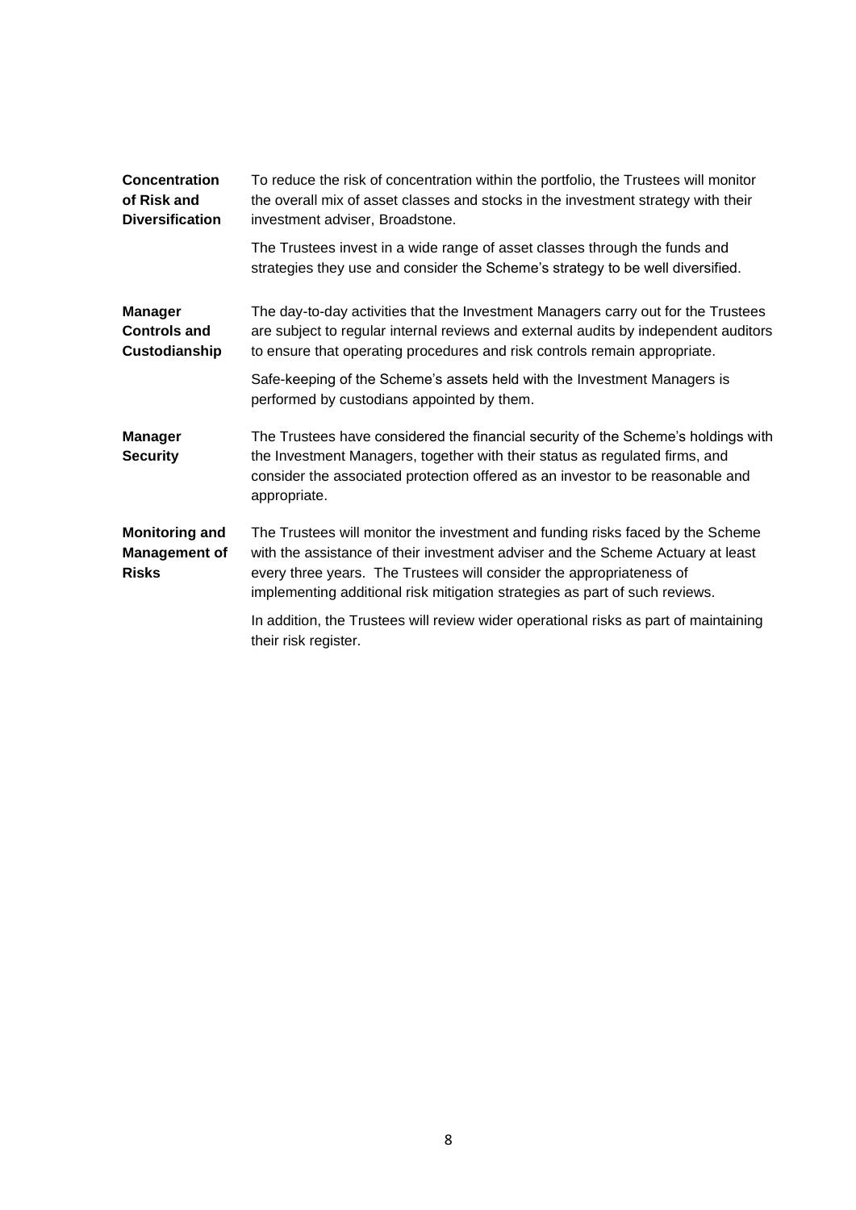| | |
|---|---|
| **Concentration of Risk and Diversification** | To reduce the risk of concentration within the portfolio, the Trustees will monitor the overall mix of asset classes and stocks in the investment strategy with their investment adviser, Broadstone.<br><br>The Trustees invest in a wide range of asset classes through the funds and strategies they use and consider the Scheme's strategy to be well diversified. |
| **Manager Controls and Custodianship** | The day-to-day activities that the Investment Managers carry out for the Trustees are subject to regular internal reviews and external audits by independent auditors to ensure that operating procedures and risk controls remain appropriate.<br><br>Safe-keeping of the Scheme's assets held with the Investment Managers is performed by custodians appointed by them. |
| **Manager Security** | The Trustees have considered the financial security of the Scheme's holdings with the Investment Managers, together with their status as regulated firms, and consider the associated protection offered as an investor to be reasonable and appropriate. |
| **Monitoring and Management of Risks** | The Trustees will monitor the investment and funding risks faced by the Scheme with the assistance of their investment adviser and the Scheme Actuary at least every three years. The Trustees will consider the appropriateness of implementing additional risk mitigation strategies as part of such reviews.<br><br>In addition, the Trustees will review wider operational risks as part of maintaining their risk register. |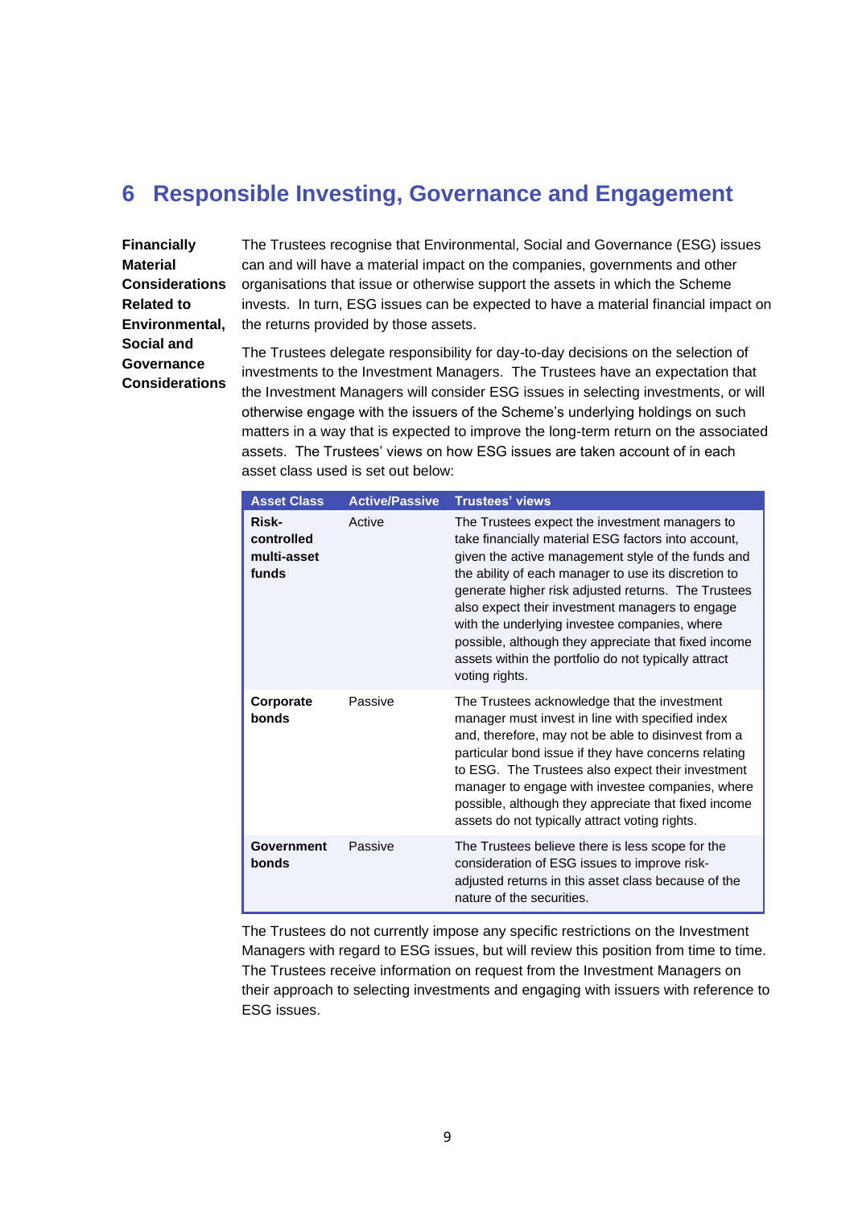# 6 Responsible Investing, Governance and Engagement

**Financially Material Considerations Related to Environmental, Social and Governance Considerations**

The Trustees recognise that Environmental, Social and Governance (ESG) issues can and will have a material impact on the companies, governments and other organisations that issue or otherwise support the assets in which the Scheme invests. In turn, ESG issues can be expected to have a material financial impact on the returns provided by those assets.

The Trustees delegate responsibility for day-to-day decisions on the selection of investments to the Investment Managers. The Trustees have an expectation that the Investment Managers will consider ESG issues in selecting investments, or will otherwise engage with the issuers of the Scheme's underlying holdings on such matters in a way that is expected to improve the long-term return on the associated assets. The Trustees' views on how ESG issues are taken account of in each asset class used is set out below:

| Asset Class | Active/Passive | Trustees' views |
|---|---|---|
| **Risk-controlled multi-asset funds** | Active | The Trustees expect the investment managers to take financially material ESG factors into account, given the active management style of the funds and the ability of each manager to use its discretion to generate higher risk adjusted returns. The Trustees also expect their investment managers to engage with the underlying investee companies, where possible, although they appreciate that fixed income assets within the portfolio do not typically attract voting rights. |
| **Corporate bonds** | Passive | The Trustees acknowledge that the investment manager must invest in line with specified index and, therefore, may not be able to disinvest from a particular bond issue if they have concerns relating to ESG. The Trustees also expect their investment manager to engage with investee companies, where possible, although they appreciate that fixed income assets do not typically attract voting rights. |
| **Government bonds** | Passive | The Trustees believe there is less scope for the consideration of ESG issues to improve risk-adjusted returns in this asset class because of the nature of the securities. |

The Trustees do not currently impose any specific restrictions on the Investment Managers with regard to ESG issues, but will review this position from time to time. The Trustees receive information on request from the Investment Managers on their approach to selecting investments and engaging with issuers with reference to ESG issues.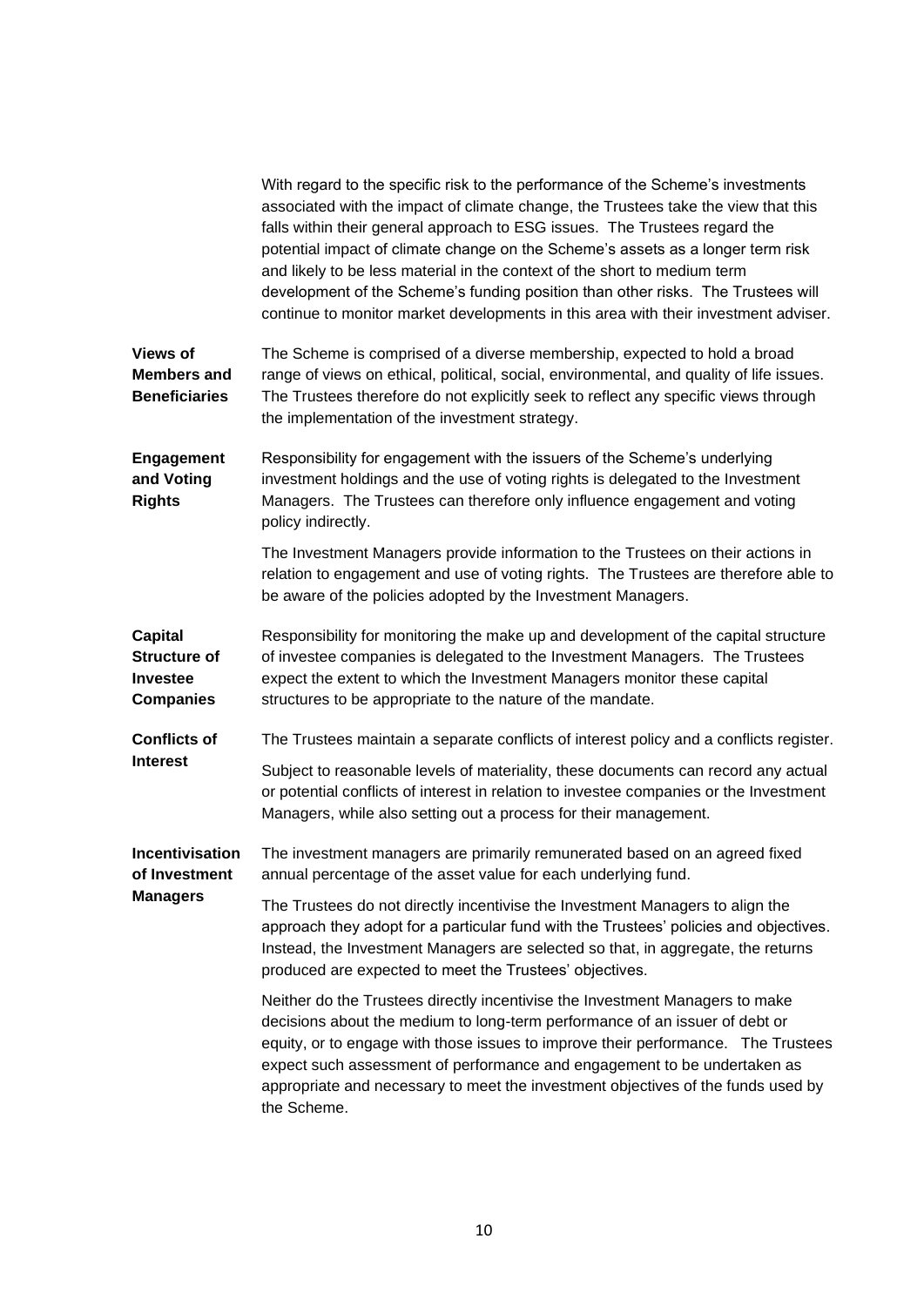With regard to the specific risk to the performance of the Scheme's investments associated with the impact of climate change, the Trustees take the view that this falls within their general approach to ESG issues. The Trustees regard the potential impact of climate change on the Scheme's assets as a longer term risk and likely to be less material in the context of the short to medium term development of the Scheme's funding position than other risks. The Trustees will continue to monitor market developments in this area with their investment adviser.

**Views of Members and Beneficiaries**

The Scheme is comprised of a diverse membership, expected to hold a broad range of views on ethical, political, social, environmental, and quality of life issues. The Trustees therefore do not explicitly seek to reflect any specific views through the implementation of the investment strategy.

**Engagement and Voting Rights**

Responsibility for engagement with the issuers of the Scheme's underlying investment holdings and the use of voting rights is delegated to the Investment Managers. The Trustees can therefore only influence engagement and voting policy indirectly.

The Investment Managers provide information to the Trustees on their actions in relation to engagement and use of voting rights. The Trustees are therefore able to be aware of the policies adopted by the Investment Managers.

**Capital Structure of Investee Companies**

Responsibility for monitoring the make up and development of the capital structure of investee companies is delegated to the Investment Managers. The Trustees expect the extent to which the Investment Managers monitor these capital structures to be appropriate to the nature of the mandate.

**Conflicts of Interest**

The Trustees maintain a separate conflicts of interest policy and a conflicts register.

Subject to reasonable levels of materiality, these documents can record any actual or potential conflicts of interest in relation to investee companies or the Investment Managers, while also setting out a process for their management.

**Incentivisation of Investment Managers**

The investment managers are primarily remunerated based on an agreed fixed annual percentage of the asset value for each underlying fund.

The Trustees do not directly incentivise the Investment Managers to align the approach they adopt for a particular fund with the Trustees' policies and objectives. Instead, the Investment Managers are selected so that, in aggregate, the returns produced are expected to meet the Trustees' objectives.

Neither do the Trustees directly incentivise the Investment Managers to make decisions about the medium to long-term performance of an issuer of debt or equity, or to engage with those issues to improve their performance. The Trustees expect such assessment of performance and engagement to be undertaken as appropriate and necessary to meet the investment objectives of the funds used by the Scheme.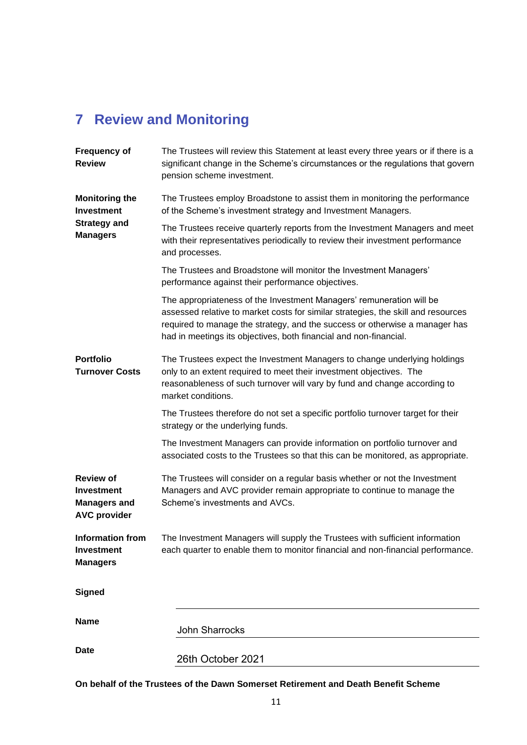## 7 Review and Monitoring

**Frequency of Review**

The Trustees will review this Statement at least every three years or if there is a significant change in the Scheme's circumstances or the regulations that govern pension scheme investment.

**Monitoring the Investment Strategy and Managers**

The Trustees employ Broadstone to assist them in monitoring the performance of the Scheme's investment strategy and Investment Managers.

The Trustees receive quarterly reports from the Investment Managers and meet with their representatives periodically to review their investment performance and processes.

The Trustees and Broadstone will monitor the Investment Managers' performance against their performance objectives.

The appropriateness of the Investment Managers' remuneration will be assessed relative to market costs for similar strategies, the skill and resources required to manage the strategy, and the success or otherwise a manager has had in meetings its objectives, both financial and non-financial.

**Portfolio Turnover Costs**

The Trustees expect the Investment Managers to change underlying holdings only to an extent required to meet their investment objectives. The reasonableness of such turnover will vary by fund and change according to market conditions.

The Trustees therefore do not set a specific portfolio turnover target for their strategy or the underlying funds.

The Investment Managers can provide information on portfolio turnover and associated costs to the Trustees so that this can be monitored, as appropriate.

**Review of Investment Managers and AVC provider**

The Trustees will consider on a regular basis whether or not the Investment Managers and AVC provider remain appropriate to continue to manage the Scheme's investments and AVCs.

**Information from Investment Managers**

The Investment Managers will supply the Trustees with sufficient information each quarter to enable them to monitor financial and non-financial performance.

**Signed** ______________________________

**Name** John Sharrocks

**Date** 26th October 2021

**On behalf of the Trustees of the Dawn Somerset Retirement and Death Benefit Scheme**